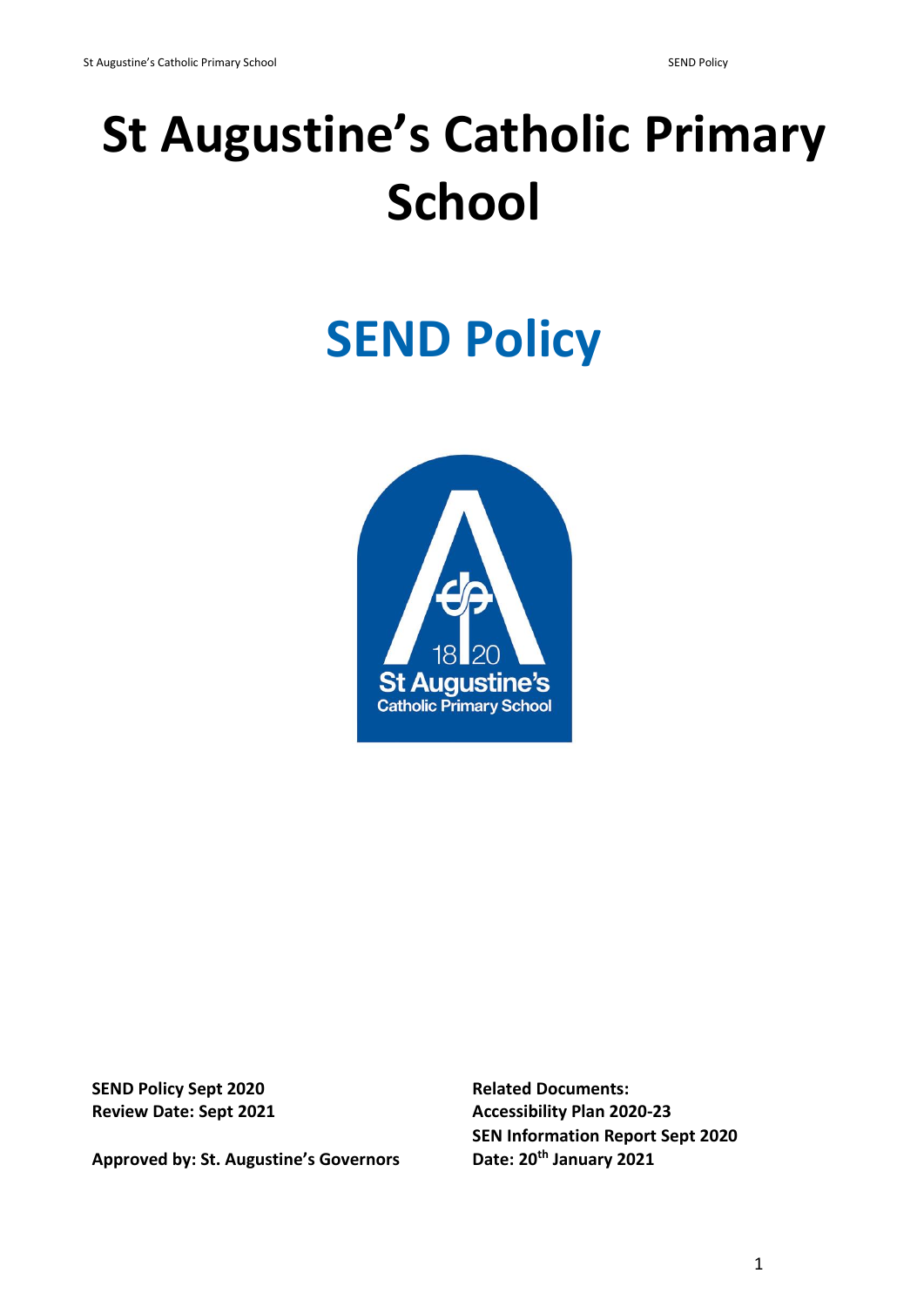# St Augustine's Catholic Primary School

# SEND Policy

**SEND Policy Sept 2020**
**Review Date: Sept 2021**

**Approved by: St. Augustine's Governors**

**Related Documents:**
**Accessibility Plan 2020-23**
**SEN Information Report Sept 2020**
**Date: 20th January 2021**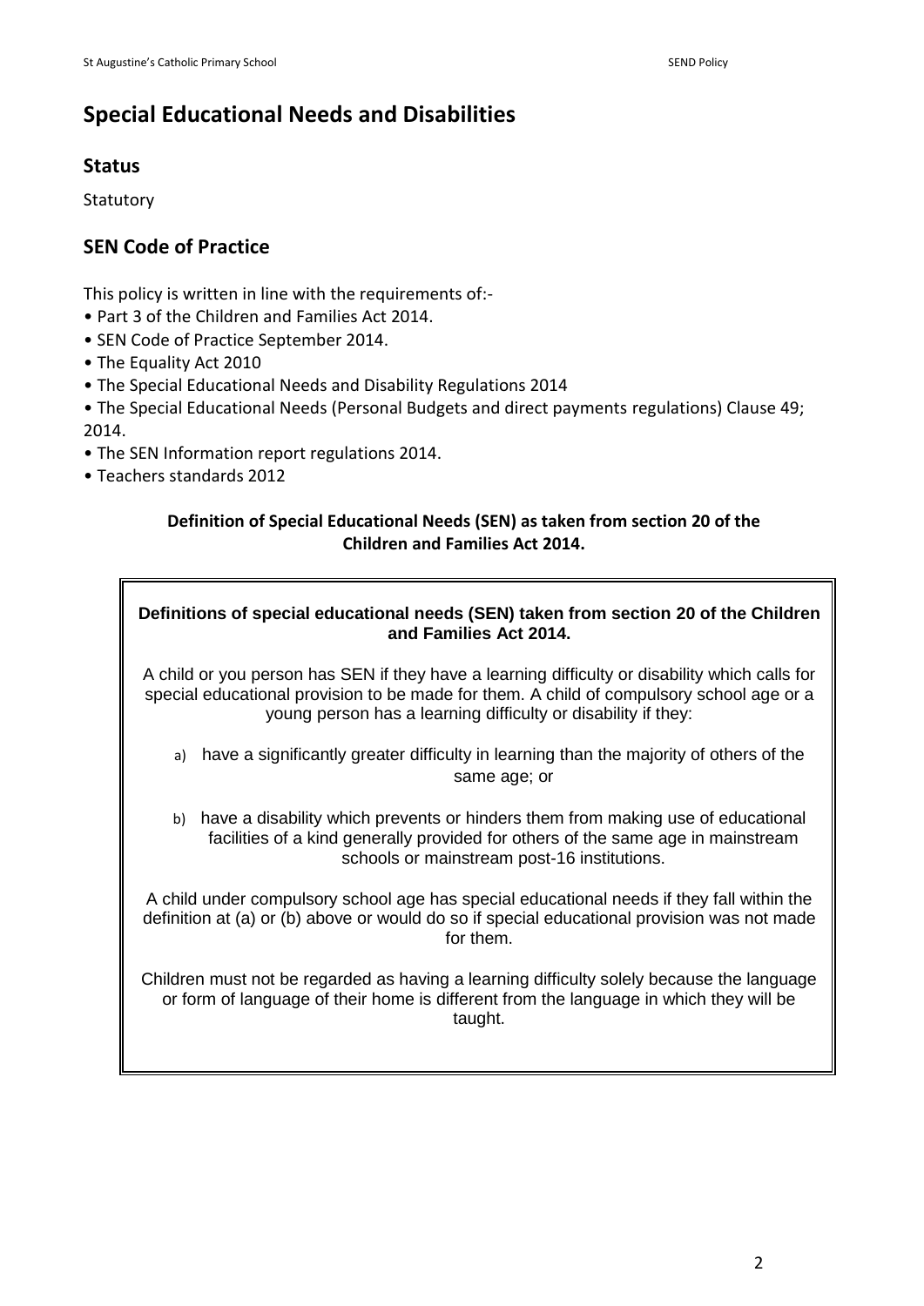# Special Educational Needs and Disabilities

## Status

Statutory

## SEN Code of Practice

This policy is written in line with the requirements of:-

- Part 3 of the Children and Families Act 2014.
- SEN Code of Practice September 2014.
- The Equality Act 2010
- The Special Educational Needs and Disability Regulations 2014
- The Special Educational Needs (Personal Budgets and direct payments regulations) Clause 49; 2014.
- The SEN Information report regulations 2014.
- Teachers standards 2012

**Definition of Special Educational Needs (SEN) as taken from section 20 of the Children and Families Act 2014.**

**Definitions of special educational needs (SEN) taken from section 20 of the Children and Families Act 2014.**

A child or you person has SEN if they have a learning difficulty or disability which calls for special educational provision to be made for them. A child of compulsory school age or a young person has a learning difficulty or disability if they:

a) have a significantly greater difficulty in learning than the majority of others of the same age; or

b) have a disability which prevents or hinders them from making use of educational facilities of a kind generally provided for others of the same age in mainstream schools or mainstream post-16 institutions.

A child under compulsory school age has special educational needs if they fall within the definition at (a) or (b) above or would do so if special educational provision was not made for them.

Children must not be regarded as having a learning difficulty solely because the language or form of language of their home is different from the language in which they will be taught.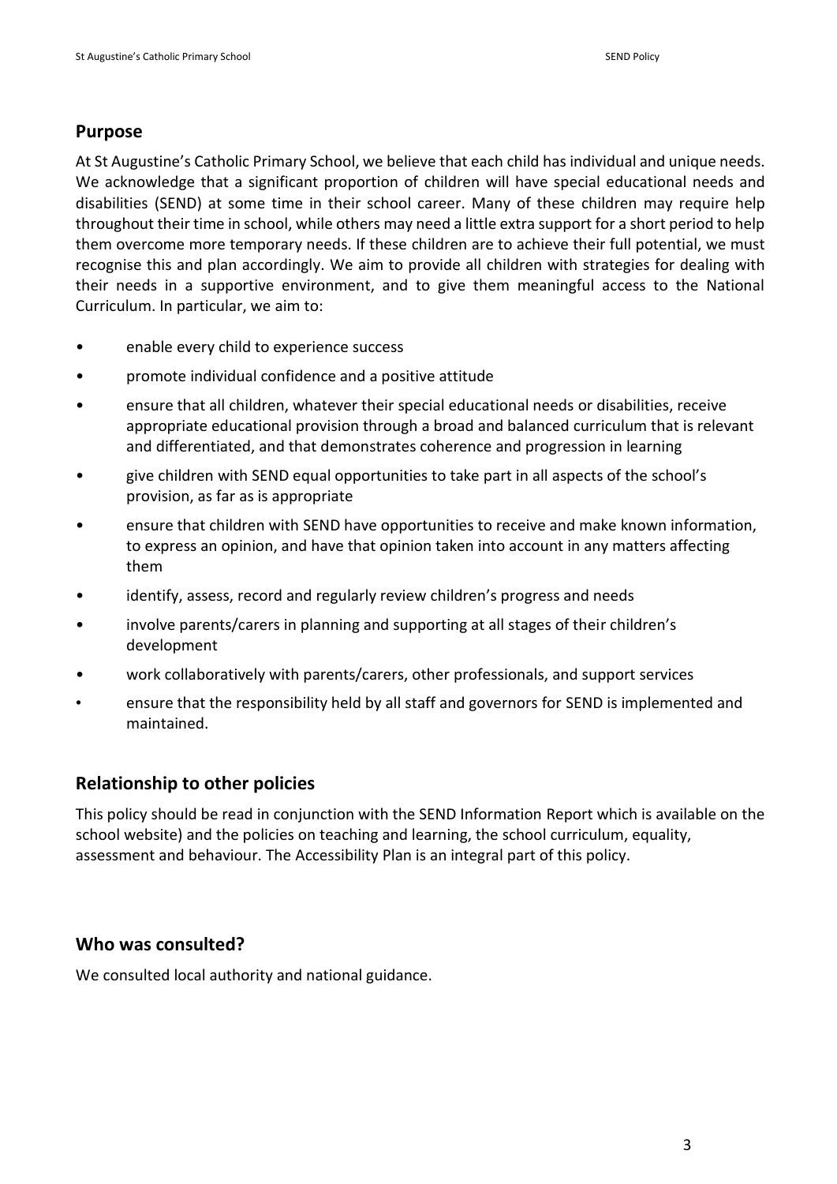## Purpose

At St Augustine's Catholic Primary School, we believe that each child has individual and unique needs. We acknowledge that a significant proportion of children will have special educational needs and disabilities (SEND) at some time in their school career. Many of these children may require help throughout their time in school, while others may need a little extra support for a short period to help them overcome more temporary needs. If these children are to achieve their full potential, we must recognise this and plan accordingly. We aim to provide all children with strategies for dealing with their needs in a supportive environment, and to give them meaningful access to the National Curriculum. In particular, we aim to:

- enable every child to experience success
- promote individual confidence and a positive attitude
- ensure that all children, whatever their special educational needs or disabilities, receive appropriate educational provision through a broad and balanced curriculum that is relevant and differentiated, and that demonstrates coherence and progression in learning
- give children with SEND equal opportunities to take part in all aspects of the school's provision, as far as is appropriate
- ensure that children with SEND have opportunities to receive and make known information, to express an opinion, and have that opinion taken into account in any matters affecting them
- identify, assess, record and regularly review children's progress and needs
- involve parents/carers in planning and supporting at all stages of their children's development
- work collaboratively with parents/carers, other professionals, and support services
- ensure that the responsibility held by all staff and governors for SEND is implemented and maintained.

## Relationship to other policies

This policy should be read in conjunction with the SEND Information Report which is available on the school website) and the policies on teaching and learning, the school curriculum, equality, assessment and behaviour. The Accessibility Plan is an integral part of this policy.

## Who was consulted?

We consulted local authority and national guidance.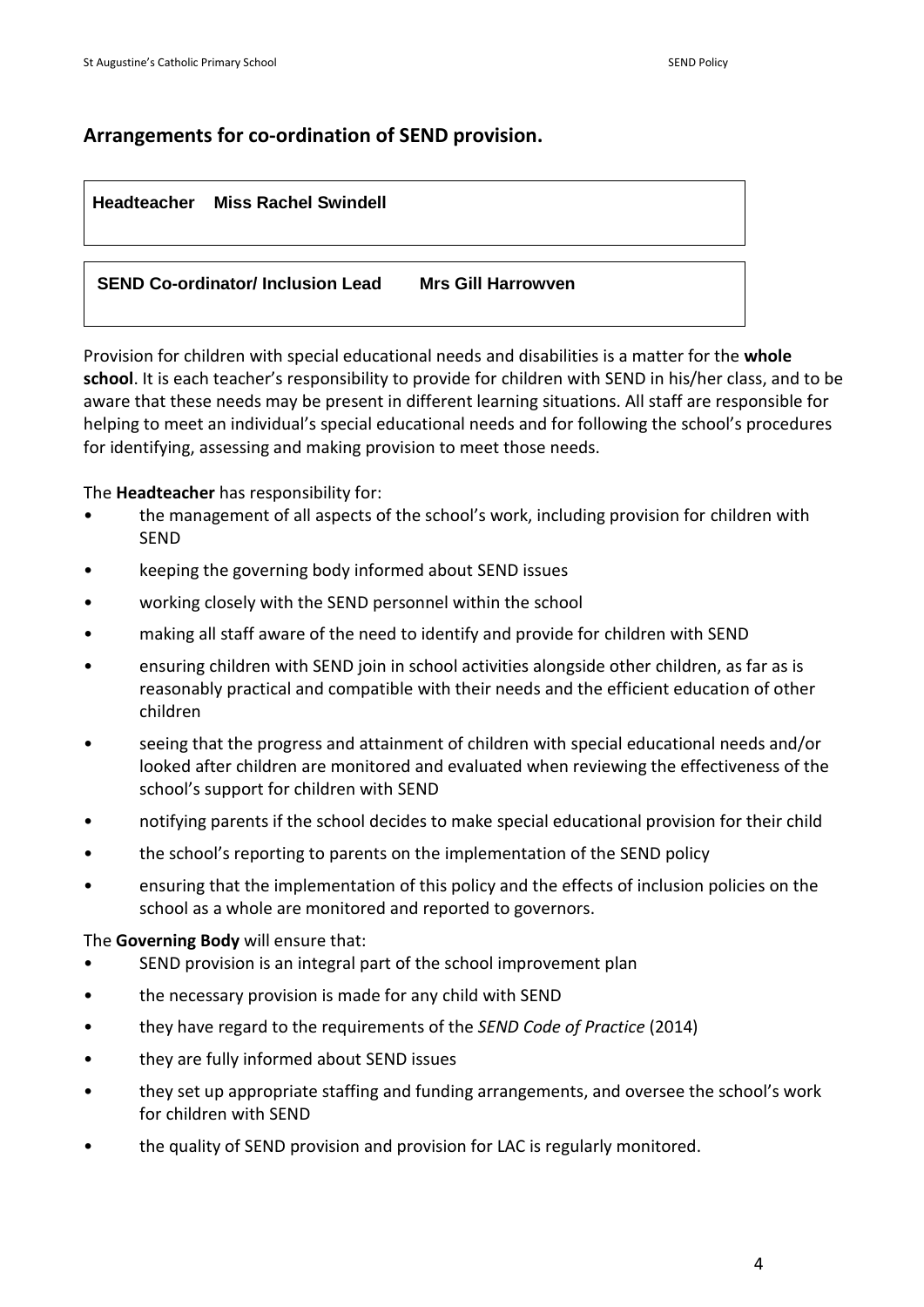## Arrangements for co-ordination of SEND provision.

| **Headteacher** | **Miss Rachel Swindell** |
| --- | --- |
| **SEND Co-ordinator/ Inclusion Lead** | **Mrs Gill Harrowven** |

Provision for children with special educational needs and disabilities is a matter for the **whole school**. It is each teacher's responsibility to provide for children with SEND in his/her class, and to be aware that these needs may be present in different learning situations. All staff are responsible for helping to meet an individual's special educational needs and for following the school's procedures for identifying, assessing and making provision to meet those needs.

The **Headteacher** has responsibility for:

- the management of all aspects of the school's work, including provision for children with SEND
- keeping the governing body informed about SEND issues
- working closely with the SEND personnel within the school
- making all staff aware of the need to identify and provide for children with SEND
- ensuring children with SEND join in school activities alongside other children, as far as is reasonably practical and compatible with their needs and the efficient education of other children
- seeing that the progress and attainment of children with special educational needs and/or looked after children are monitored and evaluated when reviewing the effectiveness of the school's support for children with SEND
- notifying parents if the school decides to make special educational provision for their child
- the school's reporting to parents on the implementation of the SEND policy
- ensuring that the implementation of this policy and the effects of inclusion policies on the school as a whole are monitored and reported to governors.

The **Governing Body** will ensure that:

- SEND provision is an integral part of the school improvement plan
- the necessary provision is made for any child with SEND
- they have regard to the requirements of the *SEND Code of Practice* (2014)
- they are fully informed about SEND issues
- they set up appropriate staffing and funding arrangements, and oversee the school's work for children with SEND
- the quality of SEND provision and provision for LAC is regularly monitored.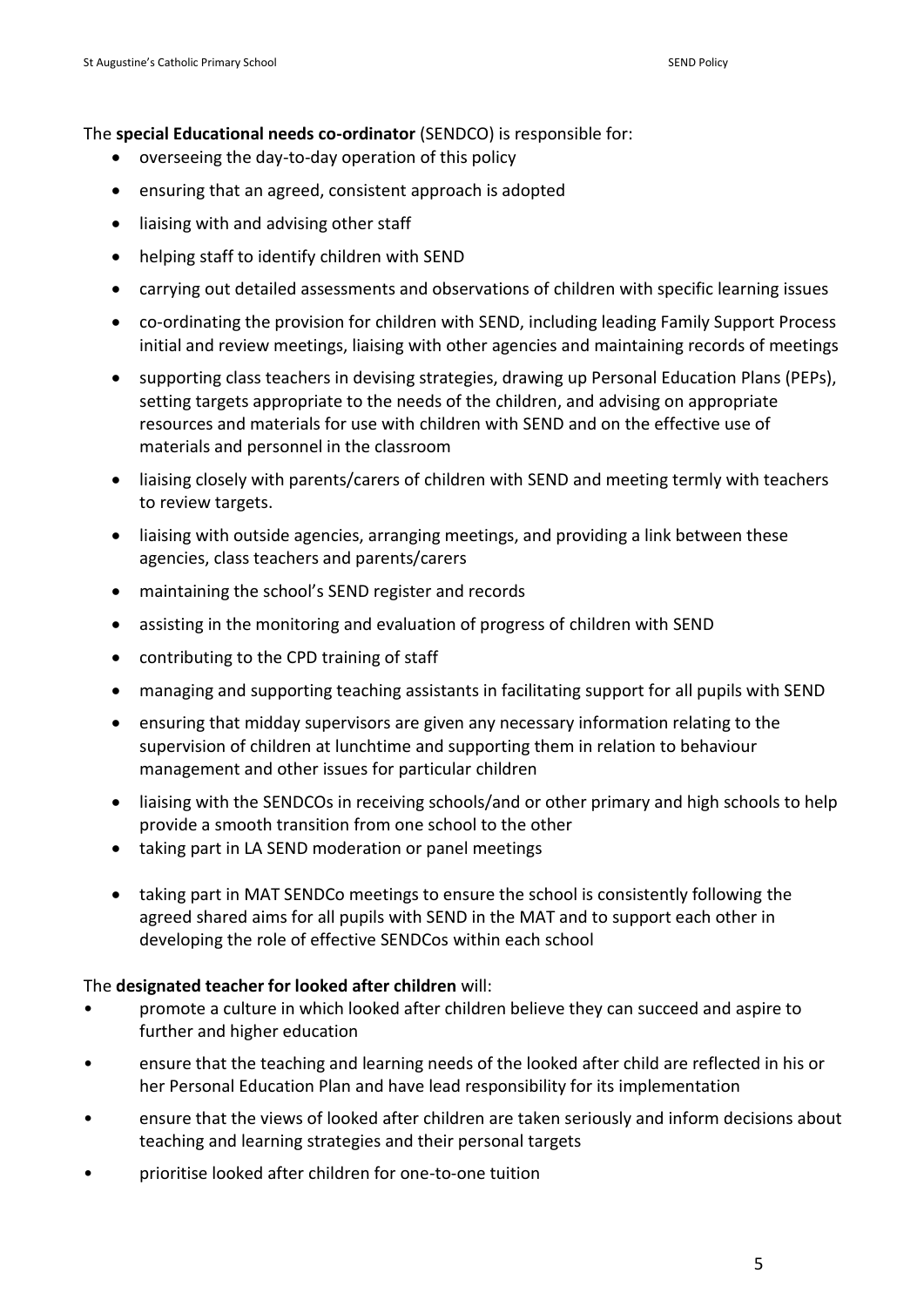The **special Educational needs co-ordinator** (SENDCO) is responsible for:

- overseeing the day-to-day operation of this policy
- ensuring that an agreed, consistent approach is adopted
- liaising with and advising other staff
- helping staff to identify children with SEND
- carrying out detailed assessments and observations of children with specific learning issues
- co-ordinating the provision for children with SEND, including leading Family Support Process initial and review meetings, liaising with other agencies and maintaining records of meetings
- supporting class teachers in devising strategies, drawing up Personal Education Plans (PEPs), setting targets appropriate to the needs of the children, and advising on appropriate resources and materials for use with children with SEND and on the effective use of materials and personnel in the classroom
- liaising closely with parents/carers of children with SEND and meeting termly with teachers to review targets.
- liaising with outside agencies, arranging meetings, and providing a link between these agencies, class teachers and parents/carers
- maintaining the school's SEND register and records
- assisting in the monitoring and evaluation of progress of children with SEND
- contributing to the CPD training of staff
- managing and supporting teaching assistants in facilitating support for all pupils with SEND
- ensuring that midday supervisors are given any necessary information relating to the supervision of children at lunchtime and supporting them in relation to behaviour management and other issues for particular children
- liaising with the SENDCOs in receiving schools/and or other primary and high schools to help provide a smooth transition from one school to the other
- taking part in LA SEND moderation or panel meetings
- taking part in MAT SENDCo meetings to ensure the school is consistently following the agreed shared aims for all pupils with SEND in the MAT and to support each other in developing the role of effective SENDCos within each school

The **designated teacher for looked after children** will:

- promote a culture in which looked after children believe they can succeed and aspire to further and higher education
- ensure that the teaching and learning needs of the looked after child are reflected in his or her Personal Education Plan and have lead responsibility for its implementation
- ensure that the views of looked after children are taken seriously and inform decisions about teaching and learning strategies and their personal targets
- prioritise looked after children for one-to-one tuition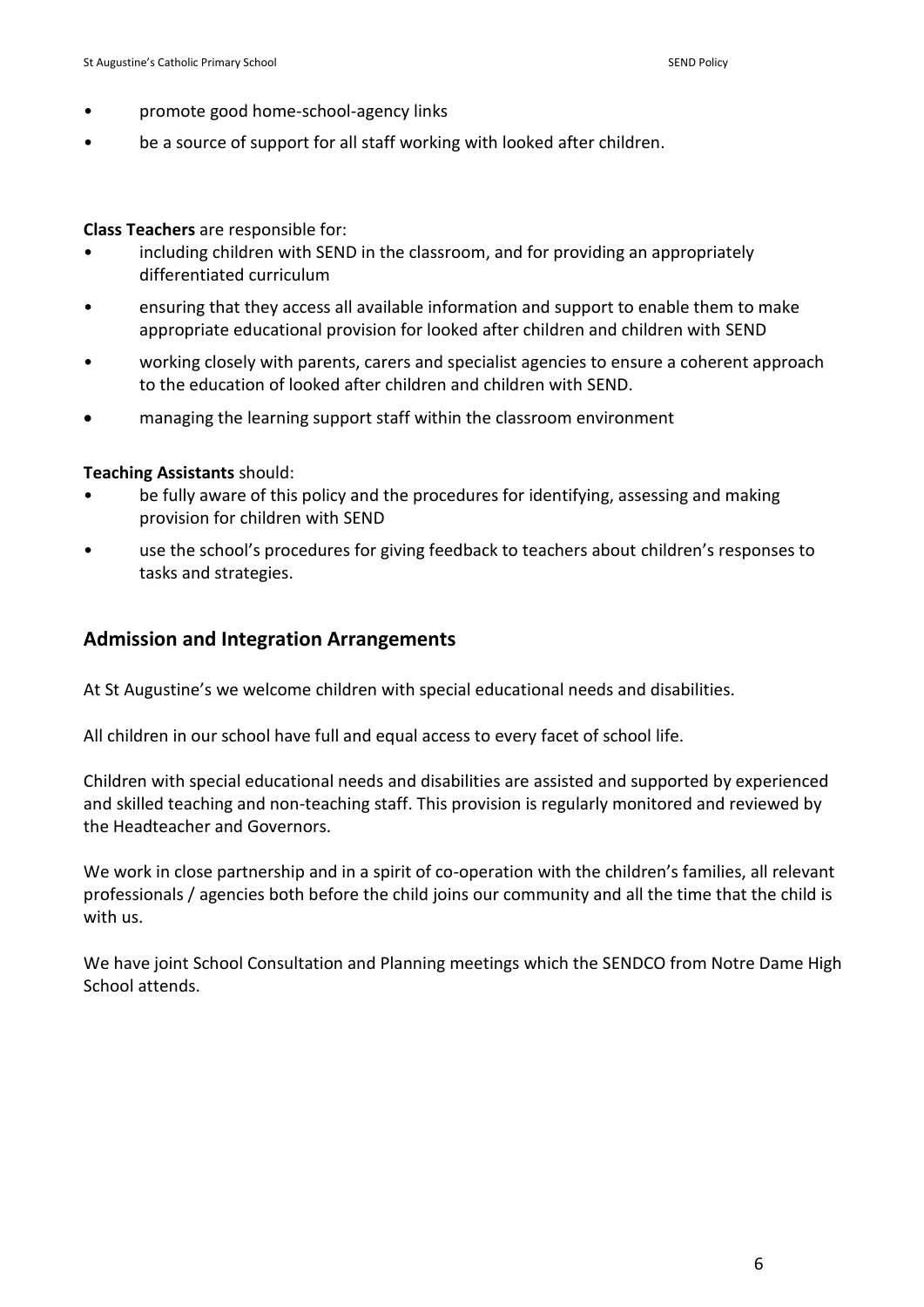- promote good home-school-agency links
- be a source of support for all staff working with looked after children.

**Class Teachers** are responsible for:

- including children with SEND in the classroom, and for providing an appropriately differentiated curriculum
- ensuring that they access all available information and support to enable them to make appropriate educational provision for looked after children and children with SEND
- working closely with parents, carers and specialist agencies to ensure a coherent approach to the education of looked after children and children with SEND.
- managing the learning support staff within the classroom environment

**Teaching Assistants** should:

- be fully aware of this policy and the procedures for identifying, assessing and making provision for children with SEND
- use the school's procedures for giving feedback to teachers about children's responses to tasks and strategies.

## Admission and Integration Arrangements

At St Augustine's we welcome children with special educational needs and disabilities.

All children in our school have full and equal access to every facet of school life.

Children with special educational needs and disabilities are assisted and supported by experienced and skilled teaching and non-teaching staff. This provision is regularly monitored and reviewed by the Headteacher and Governors.

We work in close partnership and in a spirit of co-operation with the children's families, all relevant professionals / agencies both before the child joins our community and all the time that the child is with us.

We have joint School Consultation and Planning meetings which the SENDCO from Notre Dame High School attends.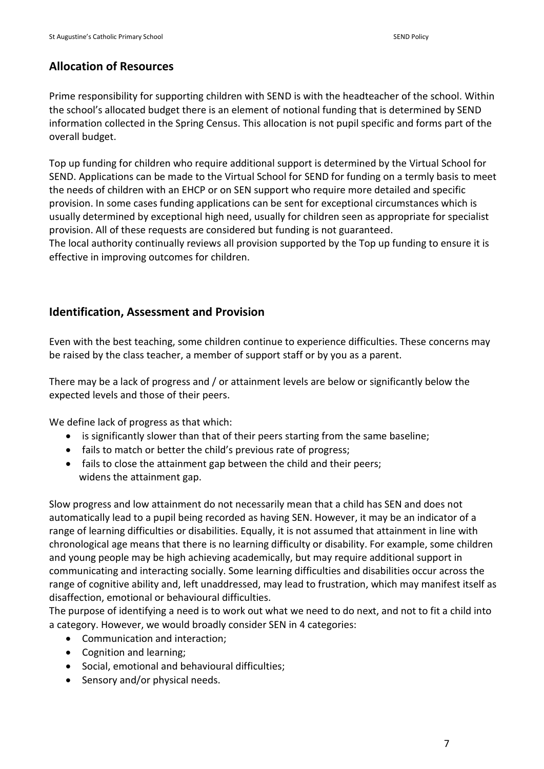## Allocation of Resources

Prime responsibility for supporting children with SEND is with the headteacher of the school. Within the school's allocated budget there is an element of notional funding that is determined by SEND information collected in the Spring Census. This allocation is not pupil specific and forms part of the overall budget.

Top up funding for children who require additional support is determined by the Virtual School for SEND. Applications can be made to the Virtual School for SEND for funding on a termly basis to meet the needs of children with an EHCP or on SEN support who require more detailed and specific provision. In some cases funding applications can be sent for exceptional circumstances which is usually determined by exceptional high need, usually for children seen as appropriate for specialist provision. All of these requests are considered but funding is not guaranteed.
The local authority continually reviews all provision supported by the Top up funding to ensure it is effective in improving outcomes for children.

## Identification, Assessment and Provision

Even with the best teaching, some children continue to experience difficulties. These concerns may be raised by the class teacher, a member of support staff or by you as a parent.

There may be a lack of progress and / or attainment levels are below or significantly below the expected levels and those of their peers.

We define lack of progress as that which:

- is significantly slower than that of their peers starting from the same baseline;
- fails to match or better the child's previous rate of progress;
- fails to close the attainment gap between the child and their peers;
  widens the attainment gap.

Slow progress and low attainment do not necessarily mean that a child has SEN and does not automatically lead to a pupil being recorded as having SEN. However, it may be an indicator of a range of learning difficulties or disabilities. Equally, it is not assumed that attainment in line with chronological age means that there is no learning difficulty or disability. For example, some children and young people may be high achieving academically, but may require additional support in communicating and interacting socially. Some learning difficulties and disabilities occur across the range of cognitive ability and, left unaddressed, may lead to frustration, which may manifest itself as disaffection, emotional or behavioural difficulties.
The purpose of identifying a need is to work out what we need to do next, and not to fit a child into a category. However, we would broadly consider SEN in 4 categories:

- Communication and interaction;
- Cognition and learning;
- Social, emotional and behavioural difficulties;
- Sensory and/or physical needs.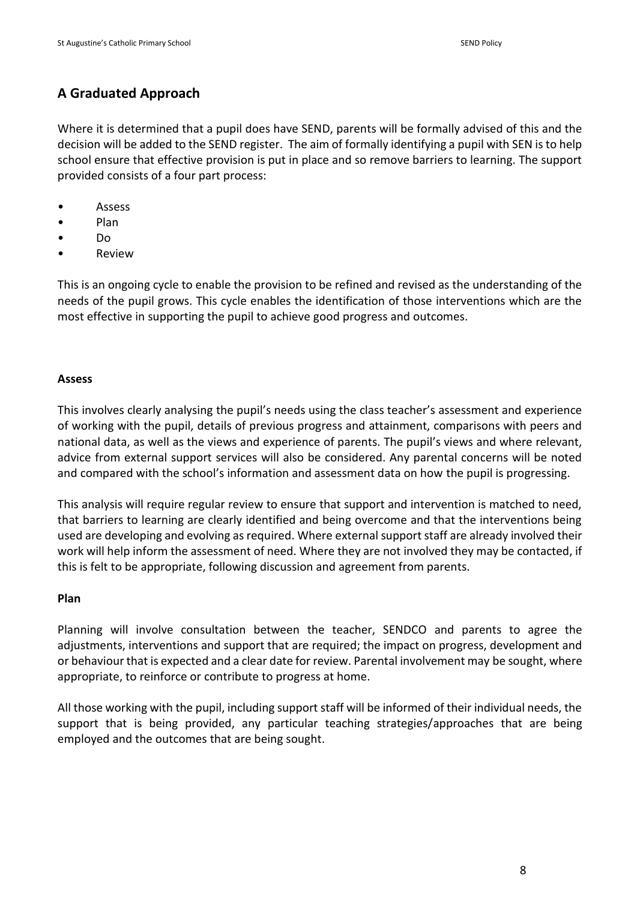## A Graduated Approach

Where it is determined that a pupil does have SEND, parents will be formally advised of this and the decision will be added to the SEND register. The aim of formally identifying a pupil with SEN is to help school ensure that effective provision is put in place and so remove barriers to learning. The support provided consists of a four part process:

- Assess
- Plan
- Do
- Review

This is an ongoing cycle to enable the provision to be refined and revised as the understanding of the needs of the pupil grows. This cycle enables the identification of those interventions which are the most effective in supporting the pupil to achieve good progress and outcomes.

**Assess**

This involves clearly analysing the pupil's needs using the class teacher's assessment and experience of working with the pupil, details of previous progress and attainment, comparisons with peers and national data, as well as the views and experience of parents. The pupil's views and where relevant, advice from external support services will also be considered. Any parental concerns will be noted and compared with the school's information and assessment data on how the pupil is progressing.

This analysis will require regular review to ensure that support and intervention is matched to need, that barriers to learning are clearly identified and being overcome and that the interventions being used are developing and evolving as required. Where external support staff are already involved their work will help inform the assessment of need. Where they are not involved they may be contacted, if this is felt to be appropriate, following discussion and agreement from parents.

**Plan**

Planning will involve consultation between the teacher, SENDCO and parents to agree the adjustments, interventions and support that are required; the impact on progress, development and or behaviour that is expected and a clear date for review. Parental involvement may be sought, where appropriate, to reinforce or contribute to progress at home.

All those working with the pupil, including support staff will be informed of their individual needs, the support that is being provided, any particular teaching strategies/approaches that are being employed and the outcomes that are being sought.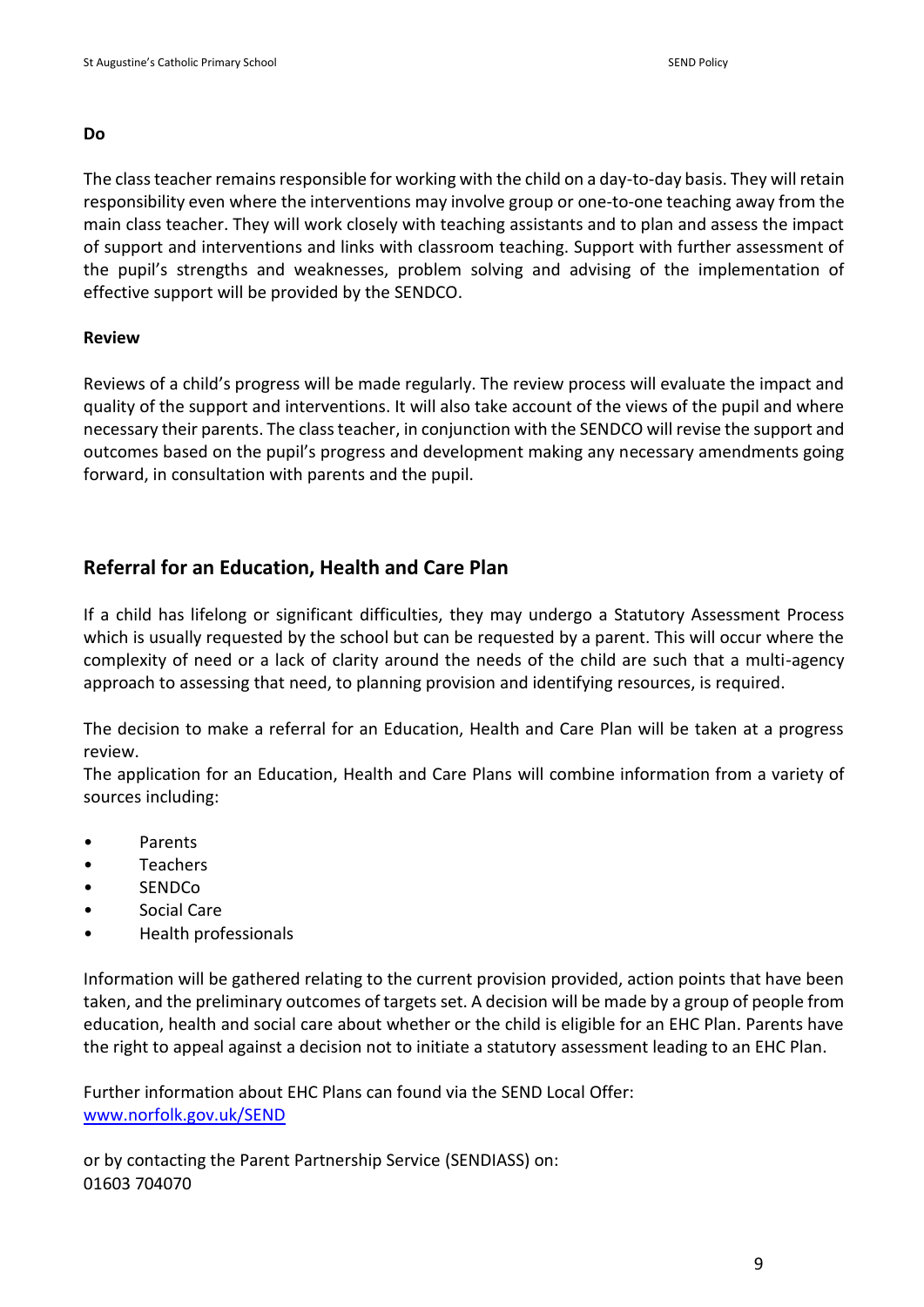**Do**

The class teacher remains responsible for working with the child on a day-to-day basis. They will retain responsibility even where the interventions may involve group or one-to-one teaching away from the main class teacher. They will work closely with teaching assistants and to plan and assess the impact of support and interventions and links with classroom teaching. Support with further assessment of the pupil's strengths and weaknesses, problem solving and advising of the implementation of effective support will be provided by the SENDCO.

**Review**

Reviews of a child's progress will be made regularly. The review process will evaluate the impact and quality of the support and interventions. It will also take account of the views of the pupil and where necessary their parents. The class teacher, in conjunction with the SENDCO will revise the support and outcomes based on the pupil's progress and development making any necessary amendments going forward, in consultation with parents and the pupil.

## Referral for an Education, Health and Care Plan

If a child has lifelong or significant difficulties, they may undergo a Statutory Assessment Process which is usually requested by the school but can be requested by a parent. This will occur where the complexity of need or a lack of clarity around the needs of the child are such that a multi-agency approach to assessing that need, to planning provision and identifying resources, is required.

The decision to make a referral for an Education, Health and Care Plan will be taken at a progress review.
The application for an Education, Health and Care Plans will combine information from a variety of sources including:

- Parents
- Teachers
- SENDCo
- Social Care
- Health professionals

Information will be gathered relating to the current provision provided, action points that have been taken, and the preliminary outcomes of targets set. A decision will be made by a group of people from education, health and social care about whether or the child is eligible for an EHC Plan. Parents have the right to appeal against a decision not to initiate a statutory assessment leading to an EHC Plan.

Further information about EHC Plans can found via the SEND Local Offer:
[www.norfolk.gov.uk/SEND](http://www.norfolk.gov.uk/SEND)

or by contacting the Parent Partnership Service (SENDIASS) on:
01603 704070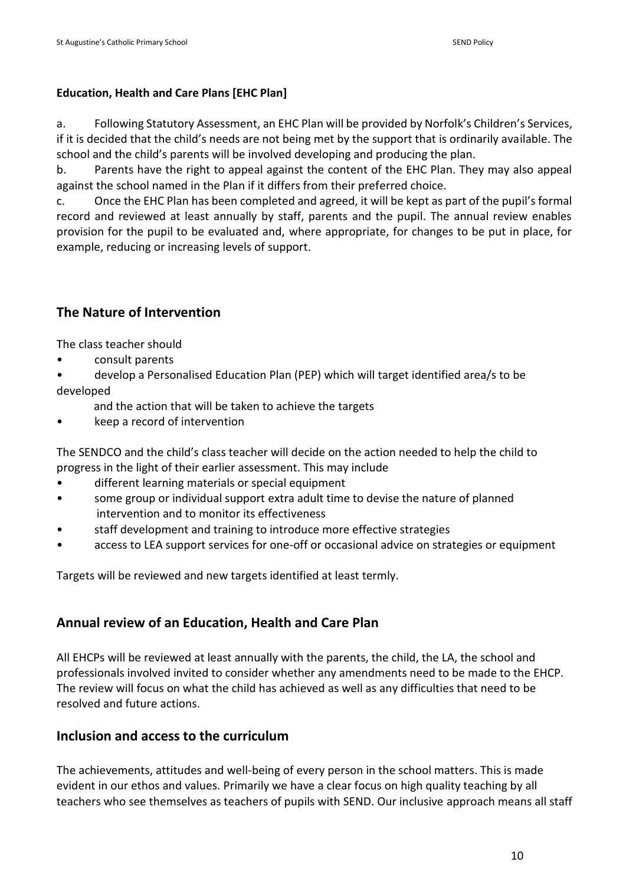**Education, Health and Care Plans [EHC Plan]**

a. Following Statutory Assessment, an EHC Plan will be provided by Norfolk's Children's Services, if it is decided that the child's needs are not being met by the support that is ordinarily available. The school and the child's parents will be involved developing and producing the plan.

b. Parents have the right to appeal against the content of the EHC Plan. They may also appeal against the school named in the Plan if it differs from their preferred choice.

c. Once the EHC Plan has been completed and agreed, it will be kept as part of the pupil's formal record and reviewed at least annually by staff, parents and the pupil. The annual review enables provision for the pupil to be evaluated and, where appropriate, for changes to be put in place, for example, reducing or increasing levels of support.

## The Nature of Intervention

The class teacher should

- consult parents
- develop a Personalised Education Plan (PEP) which will target identified area/s to be developed and the action that will be taken to achieve the targets
- keep a record of intervention

The SENDCO and the child's class teacher will decide on the action needed to help the child to progress in the light of their earlier assessment. This may include

- different learning materials or special equipment
- some group or individual support extra adult time to devise the nature of planned intervention and to monitor its effectiveness
- staff development and training to introduce more effective strategies
- access to LEA support services for one-off or occasional advice on strategies or equipment

Targets will be reviewed and new targets identified at least termly.

## Annual review of an Education, Health and Care Plan

All EHCPs will be reviewed at least annually with the parents, the child, the LA, the school and professionals involved invited to consider whether any amendments need to be made to the EHCP. The review will focus on what the child has achieved as well as any difficulties that need to be resolved and future actions.

## Inclusion and access to the curriculum

The achievements, attitudes and well-being of every person in the school matters. This is made evident in our ethos and values. Primarily we have a clear focus on high quality teaching by all teachers who see themselves as teachers of pupils with SEND. Our inclusive approach means all staff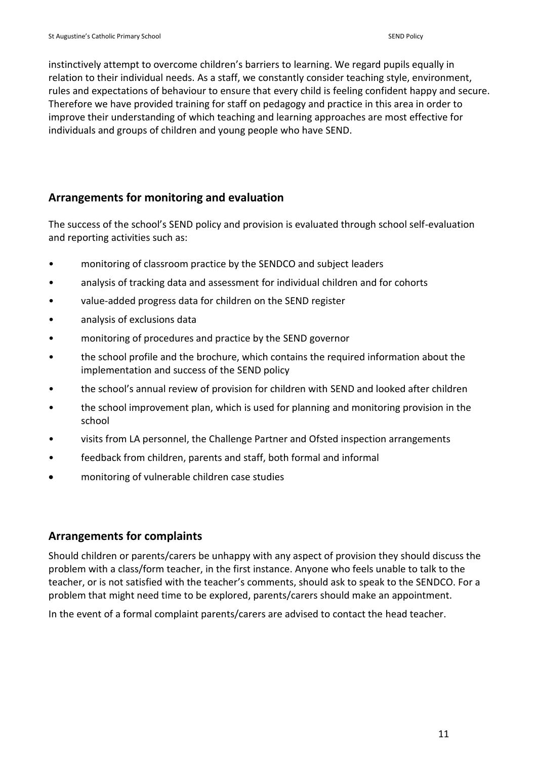instinctively attempt to overcome children's barriers to learning. We regard pupils equally in relation to their individual needs. As a staff, we constantly consider teaching style, environment, rules and expectations of behaviour to ensure that every child is feeling confident happy and secure. Therefore we have provided training for staff on pedagogy and practice in this area in order to improve their understanding of which teaching and learning approaches are most effective for individuals and groups of children and young people who have SEND.

## Arrangements for monitoring and evaluation

The success of the school's SEND policy and provision is evaluated through school self-evaluation and reporting activities such as:

- monitoring of classroom practice by the SENDCO and subject leaders
- analysis of tracking data and assessment for individual children and for cohorts
- value-added progress data for children on the SEND register
- analysis of exclusions data
- monitoring of procedures and practice by the SEND governor
- the school profile and the brochure, which contains the required information about the implementation and success of the SEND policy
- the school's annual review of provision for children with SEND and looked after children
- the school improvement plan, which is used for planning and monitoring provision in the school
- visits from LA personnel, the Challenge Partner and Ofsted inspection arrangements
- feedback from children, parents and staff, both formal and informal
- monitoring of vulnerable children case studies

## Arrangements for complaints

Should children or parents/carers be unhappy with any aspect of provision they should discuss the problem with a class/form teacher, in the first instance. Anyone who feels unable to talk to the teacher, or is not satisfied with the teacher's comments, should ask to speak to the SENDCO. For a problem that might need time to be explored, parents/carers should make an appointment.

In the event of a formal complaint parents/carers are advised to contact the head teacher.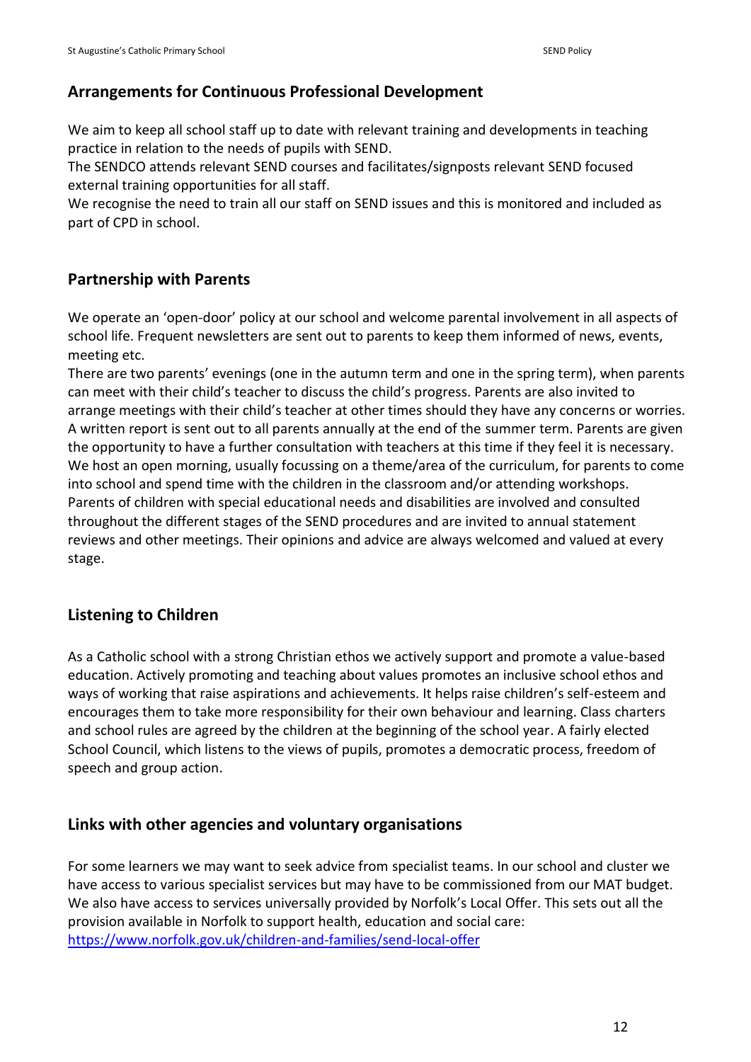## Arrangements for Continuous Professional Development

We aim to keep all school staff up to date with relevant training and developments in teaching practice in relation to the needs of pupils with SEND.
The SENDCO attends relevant SEND courses and facilitates/signposts relevant SEND focused external training opportunities for all staff.
We recognise the need to train all our staff on SEND issues and this is monitored and included as part of CPD in school.

## Partnership with Parents

We operate an 'open-door' policy at our school and welcome parental involvement in all aspects of school life. Frequent newsletters are sent out to parents to keep them informed of news, events, meeting etc.
There are two parents' evenings (one in the autumn term and one in the spring term), when parents can meet with their child's teacher to discuss the child's progress. Parents are also invited to arrange meetings with their child's teacher at other times should they have any concerns or worries. A written report is sent out to all parents annually at the end of the summer term. Parents are given the opportunity to have a further consultation with teachers at this time if they feel it is necessary. We host an open morning, usually focussing on a theme/area of the curriculum, for parents to come into school and spend time with the children in the classroom and/or attending workshops. Parents of children with special educational needs and disabilities are involved and consulted throughout the different stages of the SEND procedures and are invited to annual statement reviews and other meetings. Their opinions and advice are always welcomed and valued at every stage.

## Listening to Children

As a Catholic school with a strong Christian ethos we actively support and promote a value-based education. Actively promoting and teaching about values promotes an inclusive school ethos and ways of working that raise aspirations and achievements. It helps raise children's self-esteem and encourages them to take more responsibility for their own behaviour and learning. Class charters and school rules are agreed by the children at the beginning of the school year. A fairly elected School Council, which listens to the views of pupils, promotes a democratic process, freedom of speech and group action.

## Links with other agencies and voluntary organisations

For some learners we may want to seek advice from specialist teams. In our school and cluster we have access to various specialist services but may have to be commissioned from our MAT budget. We also have access to services universally provided by Norfolk's Local Offer. This sets out all the provision available in Norfolk to support health, education and social care:
[https://www.norfolk.gov.uk/children-and-families/send-local-offer](https://www.norfolk.gov.uk/children-and-families/send-local-offer)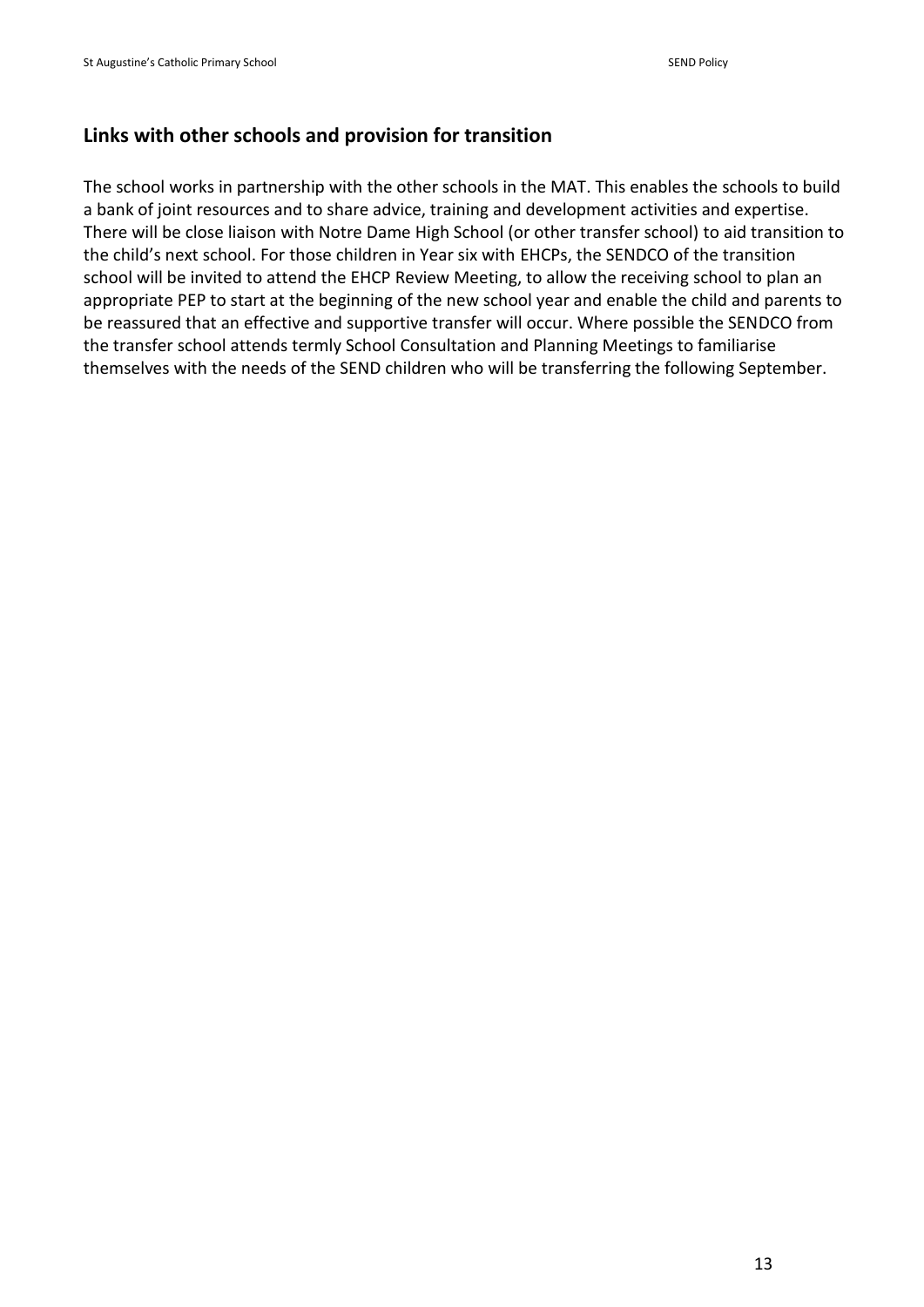## Links with other schools and provision for transition

The school works in partnership with the other schools in the MAT. This enables the schools to build a bank of joint resources and to share advice, training and development activities and expertise. There will be close liaison with Notre Dame High School (or other transfer school) to aid transition to the child's next school. For those children in Year six with EHCPs, the SENDCO of the transition school will be invited to attend the EHCP Review Meeting, to allow the receiving school to plan an appropriate PEP to start at the beginning of the new school year and enable the child and parents to be reassured that an effective and supportive transfer will occur. Where possible the SENDCO from the transfer school attends termly School Consultation and Planning Meetings to familiarise themselves with the needs of the SEND children who will be transferring the following September.